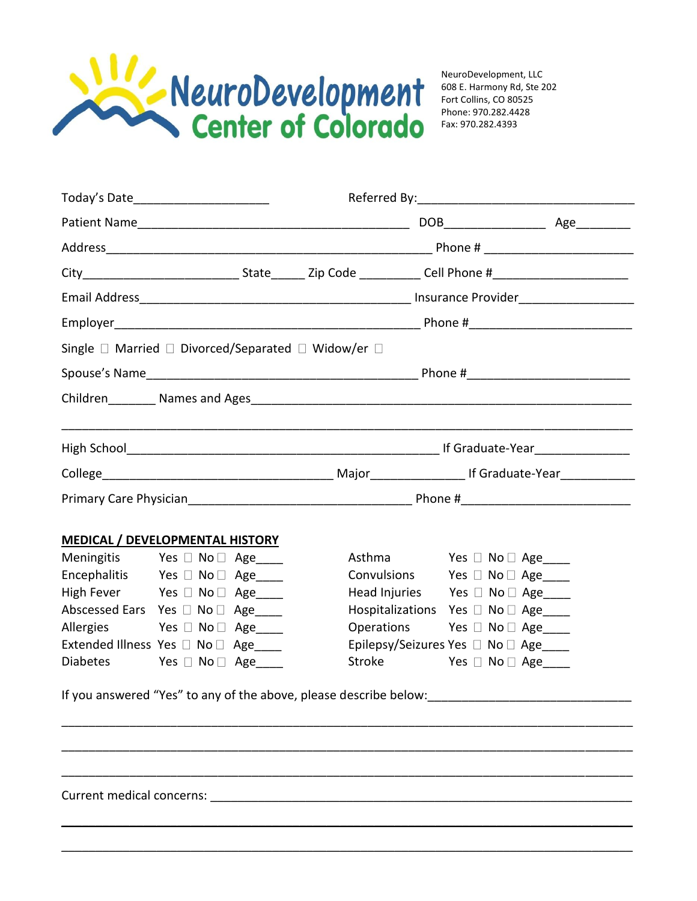# NeuroDevelopment Center of Colorado

NeuroDevelopment, LLC
608 E. Harmony Rd, Ste 202
Fort Collins, CO 80525
Phone: 970.282.4428
Fax: 970.282.4393

Today's Date____________________ Referred By:________________________________

Patient Name________________________________________ DOB______________ Age________

Address_________________________________________________ Phone # ______________________

City_______________________ State_____ Zip Code _________ Cell Phone #____________________

Email Address________________________________________ Insurance Provider_________________

Employer_______________________________________________ Phone #_______________________

Single ☐ Married ☐ Divorced/Separated ☐ Widow/er ☐

Spouse's Name________________________________________ Phone #______________________

Children_______ Names and Ages_________________________________________________________

______________________________________________________________________________________

High School_______________________________________________ If Graduate-Year______________

College___________________________________ Major______________ If Graduate-Year___________

Primary Care Physician_________________________________ Phone #_________________________

**MEDICAL / DEVELOPMENTAL HISTORY**

| | | | | | | |
|---|---|---|---|---|---|---|
| Meningitis | Yes ☐ No ☐ | Age____ | | Asthma | Yes ☐ No ☐ | Age____ |
| Encephalitis | Yes ☐ No ☐ | Age____ | | Convulsions | Yes ☐ No ☐ | Age____ |
| High Fever | Yes ☐ No ☐ | Age____ | | Head Injuries | Yes ☐ No ☐ | Age____ |
| Abscessed Ears | Yes ☐ No ☐ | Age____ | | Hospitalizations | Yes ☐ No ☐ | Age____ |
| Allergies | Yes ☐ No ☐ | Age____ | | Operations | Yes ☐ No ☐ | Age____ |
| Extended Illness | Yes ☐ No ☐ | Age____ | | Epilepsy/Seizures | Yes ☐ No ☐ | Age____ |
| Diabetes | Yes ☐ No ☐ | Age____ | | Stroke | Yes ☐ No ☐ | Age____ |

If you answered "Yes" to any of the above, please describe below:_____________________________

______________________________________________________________________________________

______________________________________________________________________________________

______________________________________________________________________________________

Current medical concerns: ______________________________________________________________

______________________________________________________________________________________

______________________________________________________________________________________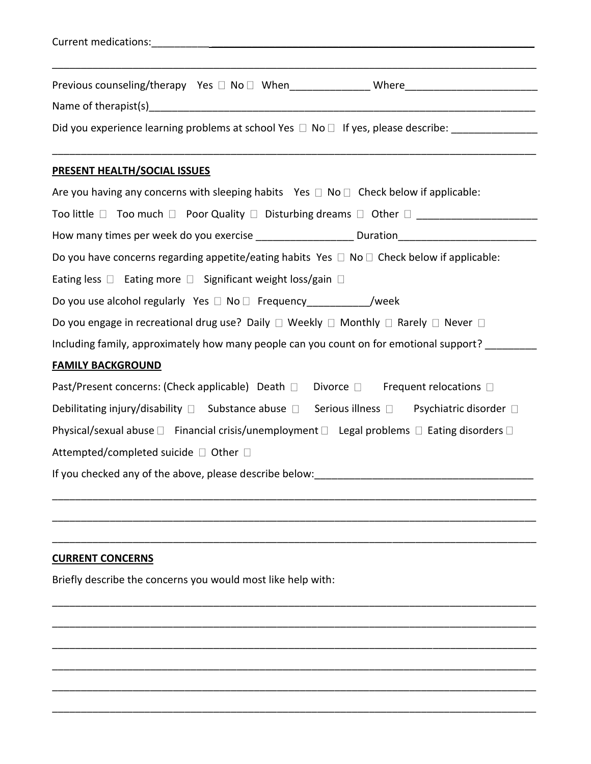Current medications:\_\_\_\_\_\_\_\_\_\_\_\_\_\_\_\_\_\_\_\_\_\_\_\_\_\_\_\_\_\_\_\_\_\_\_\_\_\_\_\_\_\_\_\_\_\_\_\_\_\_\_\_\_\_\_\_\_\_\_\_\_\_\_\_\_\_\_

\_\_\_\_\_\_\_\_\_\_\_\_\_\_\_\_\_\_\_\_\_\_\_\_\_\_\_\_\_\_\_\_\_\_\_\_\_\_\_\_\_\_\_\_\_\_\_\_\_\_\_\_\_\_\_\_\_\_\_\_\_\_\_\_\_\_\_\_\_\_\_\_\_\_\_\_\_\_\_\_\_\_\_

Previous counseling/therapy Yes ☐ No ☐ When\_\_\_\_\_\_\_\_\_\_\_\_\_\_ Where\_\_\_\_\_\_\_\_\_\_\_\_\_\_\_\_\_\_\_\_\_\_\_

Name of therapist(s)\_\_\_\_\_\_\_\_\_\_\_\_\_\_\_\_\_\_\_\_\_\_\_\_\_\_\_\_\_\_\_\_\_\_\_\_\_\_\_\_\_\_\_\_\_\_\_\_\_\_\_\_\_\_\_\_\_\_\_\_\_\_\_\_\_\_\_\_

Did you experience learning problems at school Yes ☐ No ☐ If yes, please describe: \_\_\_\_\_\_\_\_\_\_\_\_\_\_\_

\_\_\_\_\_\_\_\_\_\_\_\_\_\_\_\_\_\_\_\_\_\_\_\_\_\_\_\_\_\_\_\_\_\_\_\_\_\_\_\_\_\_\_\_\_\_\_\_\_\_\_\_\_\_\_\_\_\_\_\_\_\_\_\_\_\_\_\_\_\_\_\_\_\_\_\_\_\_\_\_\_\_\_

**PRESENT HEALTH/SOCIAL ISSUES**

Are you having any concerns with sleeping habits Yes ☐ No ☐ Check below if applicable:

Too little ☐ Too much ☐ Poor Quality ☐ Disturbing dreams ☐ Other ☐ \_\_\_\_\_\_\_\_\_\_\_\_\_\_\_\_\_\_\_\_\_

How many times per week do you exercise \_\_\_\_\_\_\_\_\_\_\_\_\_\_\_\_\_ Duration\_\_\_\_\_\_\_\_\_\_\_\_\_\_\_\_\_\_\_\_\_\_\_\_

Do you have concerns regarding appetite/eating habits Yes ☐ No ☐ Check below if applicable:

Eating less ☐ Eating more ☐ Significant weight loss/gain ☐

Do you use alcohol regularly Yes ☐ No ☐ Frequency\_\_\_\_\_\_\_\_\_\_\_/week

Do you engage in recreational drug use? Daily ☐ Weekly ☐ Monthly ☐ Rarely ☐ Never ☐

Including family, approximately how many people can you count on for emotional support? \_\_\_\_\_\_\_\_\_

**FAMILY BACKGROUND**

Past/Present concerns: (Check applicable) Death ☐ Divorce ☐ Frequent relocations ☐

Debilitating injury/disability ☐ Substance abuse ☐ Serious illness ☐ Psychiatric disorder ☐

Physical/sexual abuse ☐ Financial crisis/unemployment ☐ Legal problems ☐ Eating disorders ☐

Attempted/completed suicide ☐ Other ☐

If you checked any of the above, please describe below:\_\_\_\_\_\_\_\_\_\_\_\_\_\_\_\_\_\_\_\_\_\_\_\_\_\_\_\_\_\_\_\_\_\_\_\_\_\_

\_\_\_\_\_\_\_\_\_\_\_\_\_\_\_\_\_\_\_\_\_\_\_\_\_\_\_\_\_\_\_\_\_\_\_\_\_\_\_\_\_\_\_\_\_\_\_\_\_\_\_\_\_\_\_\_\_\_\_\_\_\_\_\_\_\_\_\_\_\_\_\_\_\_\_\_\_\_\_\_\_\_\_

\_\_\_\_\_\_\_\_\_\_\_\_\_\_\_\_\_\_\_\_\_\_\_\_\_\_\_\_\_\_\_\_\_\_\_\_\_\_\_\_\_\_\_\_\_\_\_\_\_\_\_\_\_\_\_\_\_\_\_\_\_\_\_\_\_\_\_\_\_\_\_\_\_\_\_\_\_\_\_\_\_\_\_

\_\_\_\_\_\_\_\_\_\_\_\_\_\_\_\_\_\_\_\_\_\_\_\_\_\_\_\_\_\_\_\_\_\_\_\_\_\_\_\_\_\_\_\_\_\_\_\_\_\_\_\_\_\_\_\_\_\_\_\_\_\_\_\_\_\_\_\_\_\_\_\_\_\_\_\_\_\_\_\_\_\_\_

**CURRENT CONCERNS**

Briefly describe the concerns you would most like help with:

\_\_\_\_\_\_\_\_\_\_\_\_\_\_\_\_\_\_\_\_\_\_\_\_\_\_\_\_\_\_\_\_\_\_\_\_\_\_\_\_\_\_\_\_\_\_\_\_\_\_\_\_\_\_\_\_\_\_\_\_\_\_\_\_\_\_\_\_\_\_\_\_\_\_\_\_\_\_\_\_\_\_\_

\_\_\_\_\_\_\_\_\_\_\_\_\_\_\_\_\_\_\_\_\_\_\_\_\_\_\_\_\_\_\_\_\_\_\_\_\_\_\_\_\_\_\_\_\_\_\_\_\_\_\_\_\_\_\_\_\_\_\_\_\_\_\_\_\_\_\_\_\_\_\_\_\_\_\_\_\_\_\_\_\_\_\_

\_\_\_\_\_\_\_\_\_\_\_\_\_\_\_\_\_\_\_\_\_\_\_\_\_\_\_\_\_\_\_\_\_\_\_\_\_\_\_\_\_\_\_\_\_\_\_\_\_\_\_\_\_\_\_\_\_\_\_\_\_\_\_\_\_\_\_\_\_\_\_\_\_\_\_\_\_\_\_\_\_\_\_

\_\_\_\_\_\_\_\_\_\_\_\_\_\_\_\_\_\_\_\_\_\_\_\_\_\_\_\_\_\_\_\_\_\_\_\_\_\_\_\_\_\_\_\_\_\_\_\_\_\_\_\_\_\_\_\_\_\_\_\_\_\_\_\_\_\_\_\_\_\_\_\_\_\_\_\_\_\_\_\_\_\_\_

\_\_\_\_\_\_\_\_\_\_\_\_\_\_\_\_\_\_\_\_\_\_\_\_\_\_\_\_\_\_\_\_\_\_\_\_\_\_\_\_\_\_\_\_\_\_\_\_\_\_\_\_\_\_\_\_\_\_\_\_\_\_\_\_\_\_\_\_\_\_\_\_\_\_\_\_\_\_\_\_\_\_\_

\_\_\_\_\_\_\_\_\_\_\_\_\_\_\_\_\_\_\_\_\_\_\_\_\_\_\_\_\_\_\_\_\_\_\_\_\_\_\_\_\_\_\_\_\_\_\_\_\_\_\_\_\_\_\_\_\_\_\_\_\_\_\_\_\_\_\_\_\_\_\_\_\_\_\_\_\_\_\_\_\_\_\_